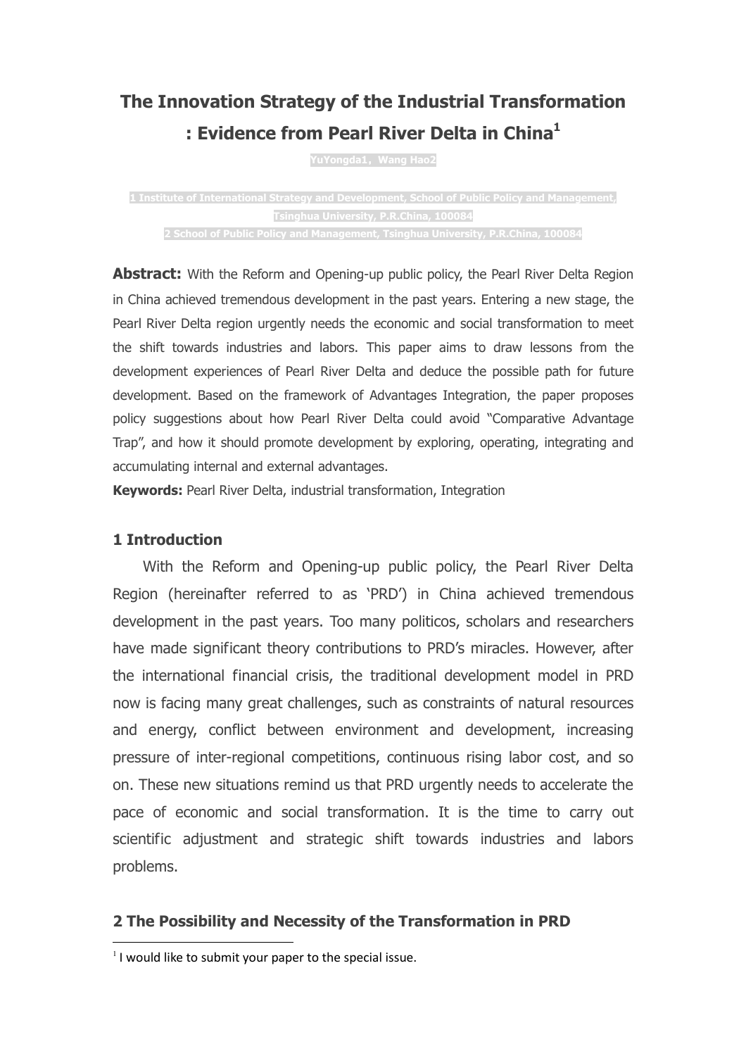# The Innovation Strategy of the Industrial Transformation : Evidence from Pearl River Delta in China[1]

YuYongda1，Wang Hao2

1 Institute of International Strategy and Development, School of Public Policy and Management, Tsinghua University, P.R.China, 100084
2 School of Public Policy and Management, Tsinghua University, P.R.China, 100084

**Abstract:** With the Reform and Opening-up public policy, the Pearl River Delta Region in China achieved tremendous development in the past years. Entering a new stage, the Pearl River Delta region urgently needs the economic and social transformation to meet the shift towards industries and labors. This paper aims to draw lessons from the development experiences of Pearl River Delta and deduce the possible path for future development. Based on the framework of Advantages Integration, the paper proposes policy suggestions about how Pearl River Delta could avoid "Comparative Advantage Trap", and how it should promote development by exploring, operating, integrating and accumulating internal and external advantages.

**Keywords:** Pearl River Delta, industrial transformation, Integration

## 1 Introduction

With the Reform and Opening-up public policy, the Pearl River Delta Region (hereinafter referred to as 'PRD') in China achieved tremendous development in the past years. Too many politicos, scholars and researchers have made significant theory contributions to PRD's miracles. However, after the international financial crisis, the traditional development model in PRD now is facing many great challenges, such as constraints of natural resources and energy, conflict between environment and development, increasing pressure of inter-regional competitions, continuous rising labor cost, and so on. These new situations remind us that PRD urgently needs to accelerate the pace of economic and social transformation. It is the time to carry out scientific adjustment and strategic shift towards industries and labors problems.

## 2 The Possibility and Necessity of the Transformation in PRD

[1] I would like to submit your paper to the special issue.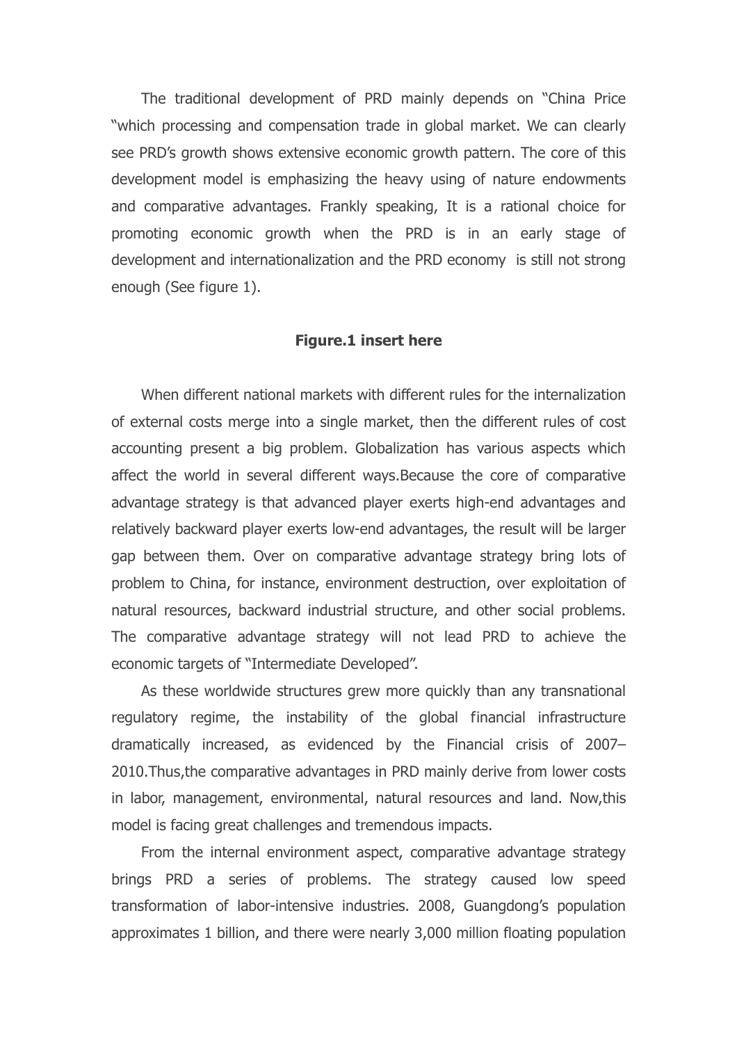The traditional development of PRD mainly depends on "China Price "which processing and compensation trade in global market. We can clearly see PRD's growth shows extensive economic growth pattern. The core of this development model is emphasizing the heavy using of nature endowments and comparative advantages. Frankly speaking, It is a rational choice for promoting economic growth when the PRD is in an early stage of development and internationalization and the PRD economy is still not strong enough (See figure 1).

**Figure.1 insert here**

When different national markets with different rules for the internalization of external costs merge into a single market, then the different rules of cost accounting present a big problem. Globalization has various aspects which affect the world in several different ways.Because the core of comparative advantage strategy is that advanced player exerts high-end advantages and relatively backward player exerts low-end advantages, the result will be larger gap between them. Over on comparative advantage strategy bring lots of problem to China, for instance, environment destruction, over exploitation of natural resources, backward industrial structure, and other social problems. The comparative advantage strategy will not lead PRD to achieve the economic targets of "Intermediate Developed".

As these worldwide structures grew more quickly than any transnational regulatory regime, the instability of the global financial infrastructure dramatically increased, as evidenced by the Financial crisis of 2007–2010.Thus,the comparative advantages in PRD mainly derive from lower costs in labor, management, environmental, natural resources and land. Now,this model is facing great challenges and tremendous impacts.

From the internal environment aspect, comparative advantage strategy brings PRD a series of problems. The strategy caused low speed transformation of labor-intensive industries. 2008, Guangdong's population approximates 1 billion, and there were nearly 3,000 million floating population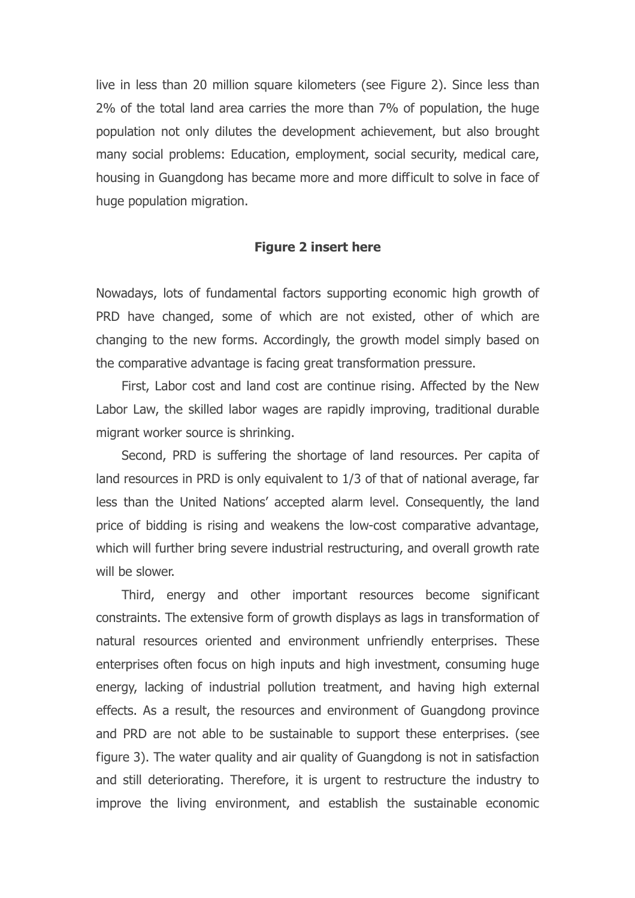live in less than 20 million square kilometers (see Figure 2). Since less than 2% of the total land area carries the more than 7% of population, the huge population not only dilutes the development achievement, but also brought many social problems: Education, employment, social security, medical care, housing in Guangdong has became more and more difficult to solve in face of huge population migration.

**Figure 2 insert here**

Nowadays, lots of fundamental factors supporting economic high growth of PRD have changed, some of which are not existed, other of which are changing to the new forms. Accordingly, the growth model simply based on the comparative advantage is facing great transformation pressure.

First, Labor cost and land cost are continue rising. Affected by the New Labor Law, the skilled labor wages are rapidly improving, traditional durable migrant worker source is shrinking.

Second, PRD is suffering the shortage of land resources. Per capita of land resources in PRD is only equivalent to 1/3 of that of national average, far less than the United Nations' accepted alarm level. Consequently, the land price of bidding is rising and weakens the low-cost comparative advantage, which will further bring severe industrial restructuring, and overall growth rate will be slower.

Third, energy and other important resources become significant constraints. The extensive form of growth displays as lags in transformation of natural resources oriented and environment unfriendly enterprises. These enterprises often focus on high inputs and high investment, consuming huge energy, lacking of industrial pollution treatment, and having high external effects. As a result, the resources and environment of Guangdong province and PRD are not able to be sustainable to support these enterprises. (see figure 3). The water quality and air quality of Guangdong is not in satisfaction and still deteriorating. Therefore, it is urgent to restructure the industry to improve the living environment, and establish the sustainable economic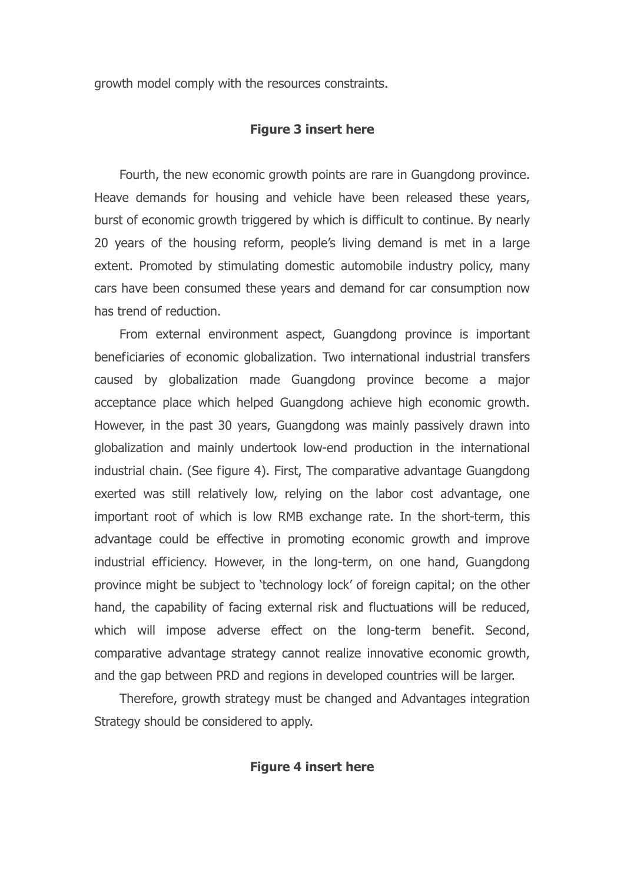growth model comply with the resources constraints.

**Figure 3 insert here**

Fourth, the new economic growth points are rare in Guangdong province. Heave demands for housing and vehicle have been released these years, burst of economic growth triggered by which is difficult to continue. By nearly 20 years of the housing reform, people's living demand is met in a large extent. Promoted by stimulating domestic automobile industry policy, many cars have been consumed these years and demand for car consumption now has trend of reduction.

From external environment aspect, Guangdong province is important beneficiaries of economic globalization. Two international industrial transfers caused by globalization made Guangdong province become a major acceptance place which helped Guangdong achieve high economic growth. However, in the past 30 years, Guangdong was mainly passively drawn into globalization and mainly undertook low-end production in the international industrial chain. (See figure 4). First, The comparative advantage Guangdong exerted was still relatively low, relying on the labor cost advantage, one important root of which is low RMB exchange rate. In the short-term, this advantage could be effective in promoting economic growth and improve industrial efficiency. However, in the long-term, on one hand, Guangdong province might be subject to 'technology lock' of foreign capital; on the other hand, the capability of facing external risk and fluctuations will be reduced, which will impose adverse effect on the long-term benefit. Second, comparative advantage strategy cannot realize innovative economic growth, and the gap between PRD and regions in developed countries will be larger.

Therefore, growth strategy must be changed and Advantages integration Strategy should be considered to apply.

**Figure 4 insert here**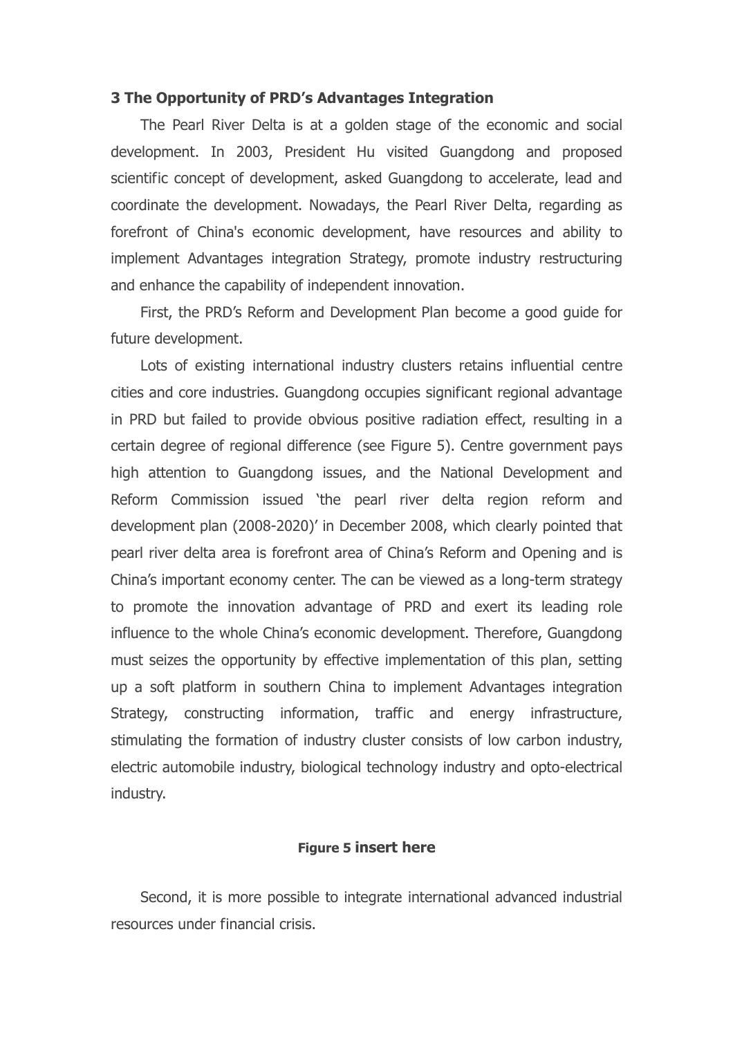### 3 The Opportunity of PRD's Advantages Integration

The Pearl River Delta is at a golden stage of the economic and social development. In 2003, President Hu visited Guangdong and proposed scientific concept of development, asked Guangdong to accelerate, lead and coordinate the development. Nowadays, the Pearl River Delta, regarding as forefront of China's economic development, have resources and ability to implement Advantages integration Strategy, promote industry restructuring and enhance the capability of independent innovation.

First, the PRD's Reform and Development Plan become a good guide for future development.

Lots of existing international industry clusters retains influential centre cities and core industries. Guangdong occupies significant regional advantage in PRD but failed to provide obvious positive radiation effect, resulting in a certain degree of regional difference (see Figure 5). Centre government pays high attention to Guangdong issues, and the National Development and Reform Commission issued 'the pearl river delta region reform and development plan (2008-2020)' in December 2008, which clearly pointed that pearl river delta area is forefront area of China's Reform and Opening and is China's important economy center. The can be viewed as a long-term strategy to promote the innovation advantage of PRD and exert its leading role influence to the whole China's economic development. Therefore, Guangdong must seizes the opportunity by effective implementation of this plan, setting up a soft platform in southern China to implement Advantages integration Strategy, constructing information, traffic and energy infrastructure, stimulating the formation of industry cluster consists of low carbon industry, electric automobile industry, biological technology industry and opto-electrical industry.

**Figure 5 insert here**

Second, it is more possible to integrate international advanced industrial resources under financial crisis.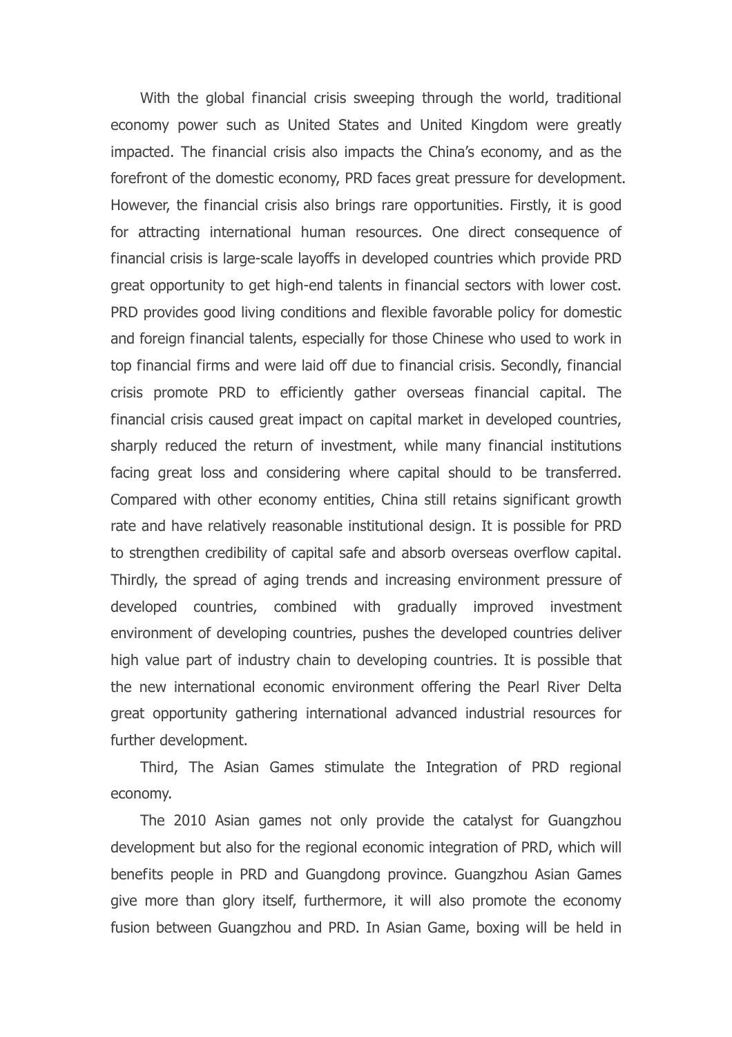With the global financial crisis sweeping through the world, traditional economy power such as United States and United Kingdom were greatly impacted. The financial crisis also impacts the China's economy, and as the forefront of the domestic economy, PRD faces great pressure for development. However, the financial crisis also brings rare opportunities. Firstly, it is good for attracting international human resources. One direct consequence of financial crisis is large-scale layoffs in developed countries which provide PRD great opportunity to get high-end talents in financial sectors with lower cost. PRD provides good living conditions and flexible favorable policy for domestic and foreign financial talents, especially for those Chinese who used to work in top financial firms and were laid off due to financial crisis. Secondly, financial crisis promote PRD to efficiently gather overseas financial capital. The financial crisis caused great impact on capital market in developed countries, sharply reduced the return of investment, while many financial institutions facing great loss and considering where capital should to be transferred. Compared with other economy entities, China still retains significant growth rate and have relatively reasonable institutional design. It is possible for PRD to strengthen credibility of capital safe and absorb overseas overflow capital. Thirdly, the spread of aging trends and increasing environment pressure of developed countries, combined with gradually improved investment environment of developing countries, pushes the developed countries deliver high value part of industry chain to developing countries. It is possible that the new international economic environment offering the Pearl River Delta great opportunity gathering international advanced industrial resources for further development.

Third, The Asian Games stimulate the Integration of PRD regional economy.

The 2010 Asian games not only provide the catalyst for Guangzhou development but also for the regional economic integration of PRD, which will benefits people in PRD and Guangdong province. Guangzhou Asian Games give more than glory itself, furthermore, it will also promote the economy fusion between Guangzhou and PRD. In Asian Game, boxing will be held in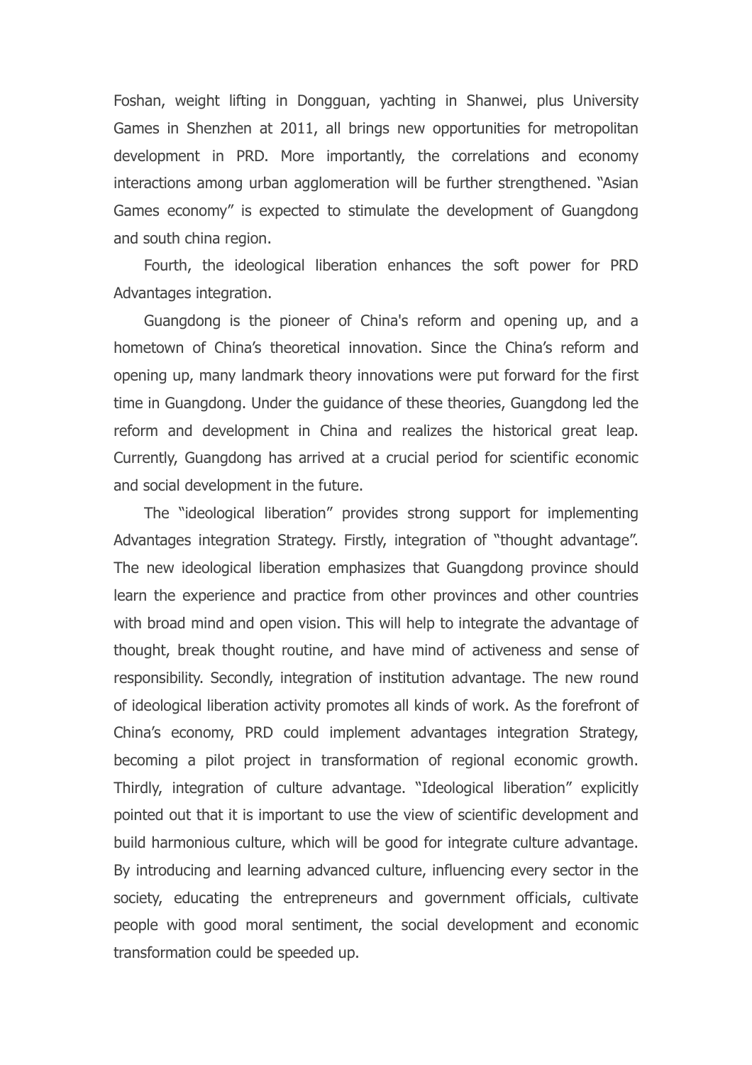Foshan, weight lifting in Dongguan, yachting in Shanwei, plus University Games in Shenzhen at 2011, all brings new opportunities for metropolitan development in PRD. More importantly, the correlations and economy interactions among urban agglomeration will be further strengthened. "Asian Games economy" is expected to stimulate the development of Guangdong and south china region.

Fourth, the ideological liberation enhances the soft power for PRD Advantages integration.

Guangdong is the pioneer of China's reform and opening up, and a hometown of China's theoretical innovation. Since the China's reform and opening up, many landmark theory innovations were put forward for the first time in Guangdong. Under the guidance of these theories, Guangdong led the reform and development in China and realizes the historical great leap. Currently, Guangdong has arrived at a crucial period for scientific economic and social development in the future.

The "ideological liberation" provides strong support for implementing Advantages integration Strategy. Firstly, integration of "thought advantage". The new ideological liberation emphasizes that Guangdong province should learn the experience and practice from other provinces and other countries with broad mind and open vision. This will help to integrate the advantage of thought, break thought routine, and have mind of activeness and sense of responsibility. Secondly, integration of institution advantage. The new round of ideological liberation activity promotes all kinds of work. As the forefront of China's economy, PRD could implement advantages integration Strategy, becoming a pilot project in transformation of regional economic growth. Thirdly, integration of culture advantage. "Ideological liberation" explicitly pointed out that it is important to use the view of scientific development and build harmonious culture, which will be good for integrate culture advantage. By introducing and learning advanced culture, influencing every sector in the society, educating the entrepreneurs and government officials, cultivate people with good moral sentiment, the social development and economic transformation could be speeded up.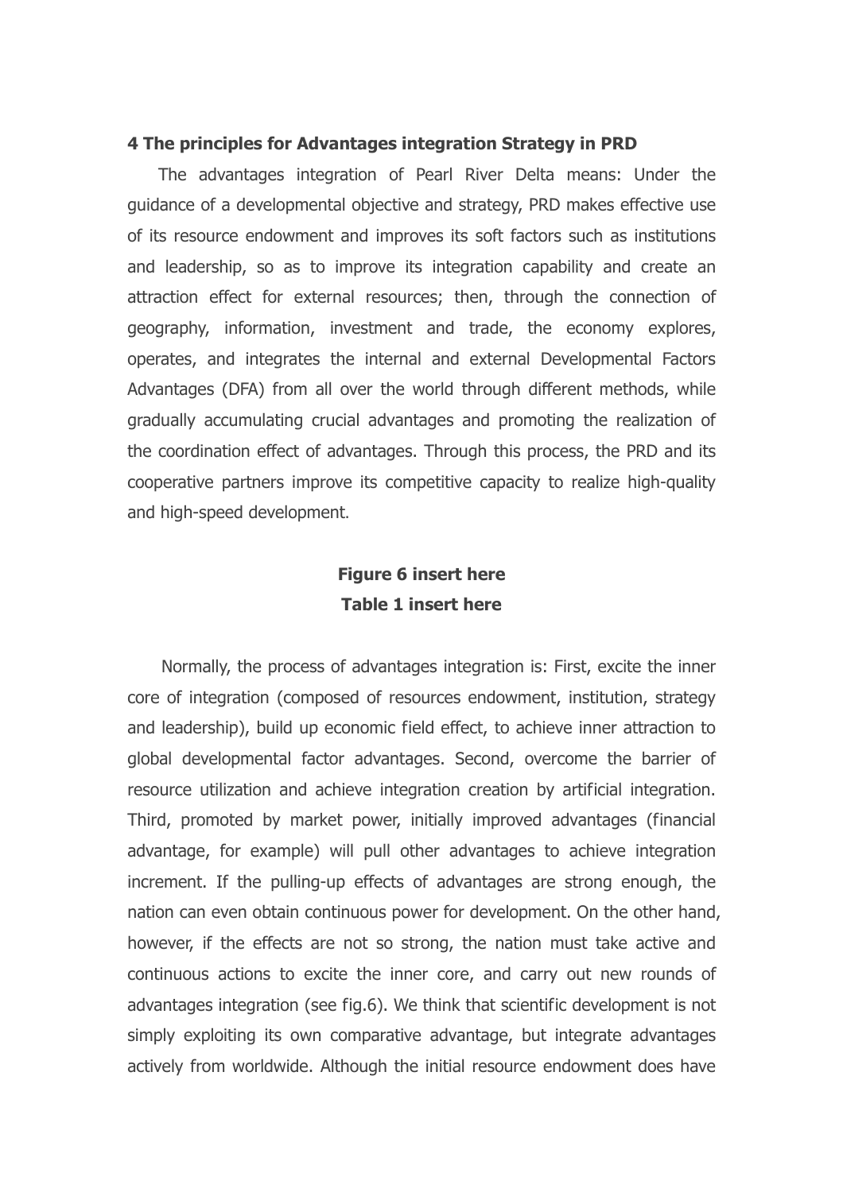## 4 The principles for Advantages integration Strategy in PRD

The advantages integration of Pearl River Delta means: Under the guidance of a developmental objective and strategy, PRD makes effective use of its resource endowment and improves its soft factors such as institutions and leadership, so as to improve its integration capability and create an attraction effect for external resources; then, through the connection of geography, information, investment and trade, the economy explores, operates, and integrates the internal and external Developmental Factors Advantages (DFA) from all over the world through different methods, while gradually accumulating crucial advantages and promoting the realization of the coordination effect of advantages. Through this process, the PRD and its cooperative partners improve its competitive capacity to realize high-quality and high-speed development.

**Figure 6 insert here**

**Table 1 insert here**

Normally, the process of advantages integration is: First, excite the inner core of integration (composed of resources endowment, institution, strategy and leadership), build up economic field effect, to achieve inner attraction to global developmental factor advantages. Second, overcome the barrier of resource utilization and achieve integration creation by artificial integration. Third, promoted by market power, initially improved advantages (financial advantage, for example) will pull other advantages to achieve integration increment. If the pulling-up effects of advantages are strong enough, the nation can even obtain continuous power for development. On the other hand, however, if the effects are not so strong, the nation must take active and continuous actions to excite the inner core, and carry out new rounds of advantages integration (see fig.6). We think that scientific development is not simply exploiting its own comparative advantage, but integrate advantages actively from worldwide. Although the initial resource endowment does have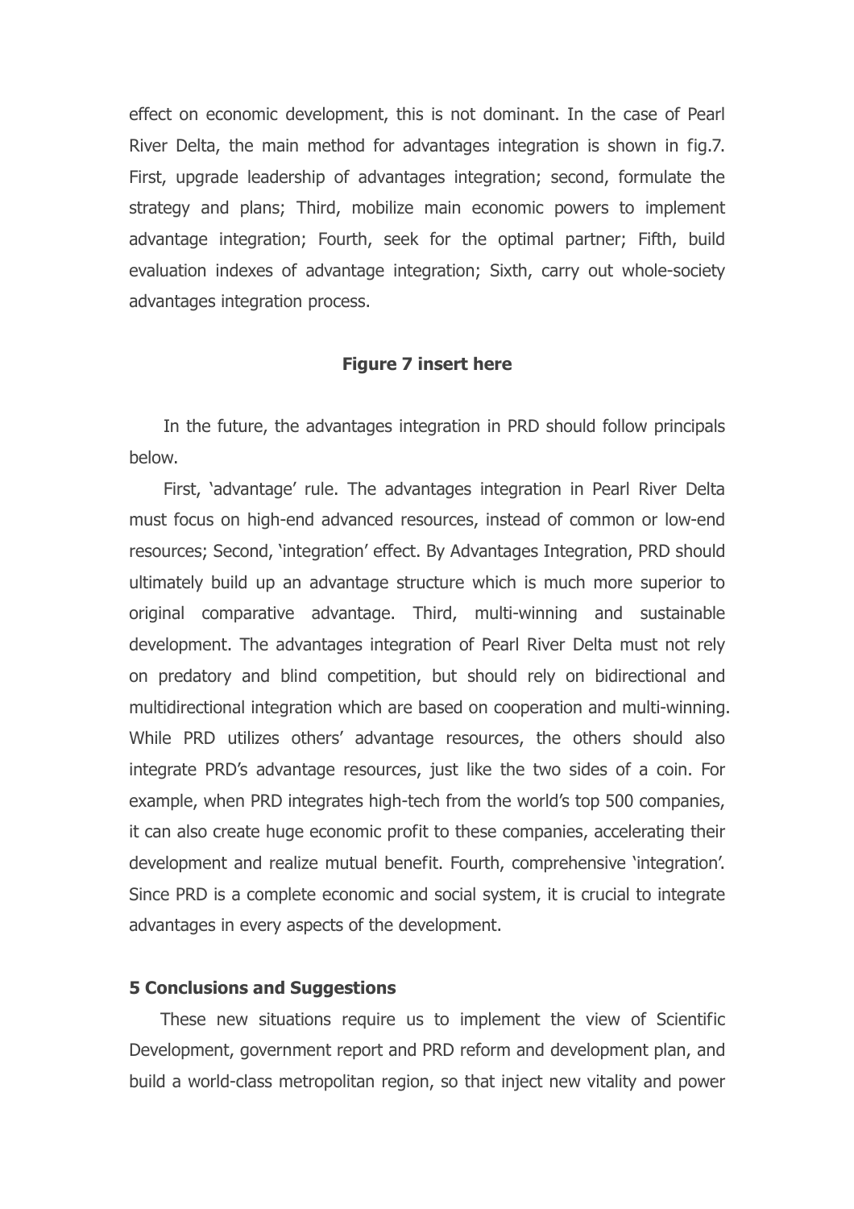effect on economic development, this is not dominant. In the case of Pearl River Delta, the main method for advantages integration is shown in fig.7. First, upgrade leadership of advantages integration; second, formulate the strategy and plans; Third, mobilize main economic powers to implement advantage integration; Fourth, seek for the optimal partner; Fifth, build evaluation indexes of advantage integration; Sixth, carry out whole-society advantages integration process.

**Figure 7 insert here**

In the future, the advantages integration in PRD should follow principals below.

First, 'advantage' rule. The advantages integration in Pearl River Delta must focus on high-end advanced resources, instead of common or low-end resources; Second, 'integration' effect. By Advantages Integration, PRD should ultimately build up an advantage structure which is much more superior to original comparative advantage. Third, multi-winning and sustainable development. The advantages integration of Pearl River Delta must not rely on predatory and blind competition, but should rely on bidirectional and multidirectional integration which are based on cooperation and multi-winning. While PRD utilizes others' advantage resources, the others should also integrate PRD's advantage resources, just like the two sides of a coin. For example, when PRD integrates high-tech from the world's top 500 companies, it can also create huge economic profit to these companies, accelerating their development and realize mutual benefit. Fourth, comprehensive 'integration'. Since PRD is a complete economic and social system, it is crucial to integrate advantages in every aspects of the development.

## 5 Conclusions and Suggestions

These new situations require us to implement the view of Scientific Development, government report and PRD reform and development plan, and build a world-class metropolitan region, so that inject new vitality and power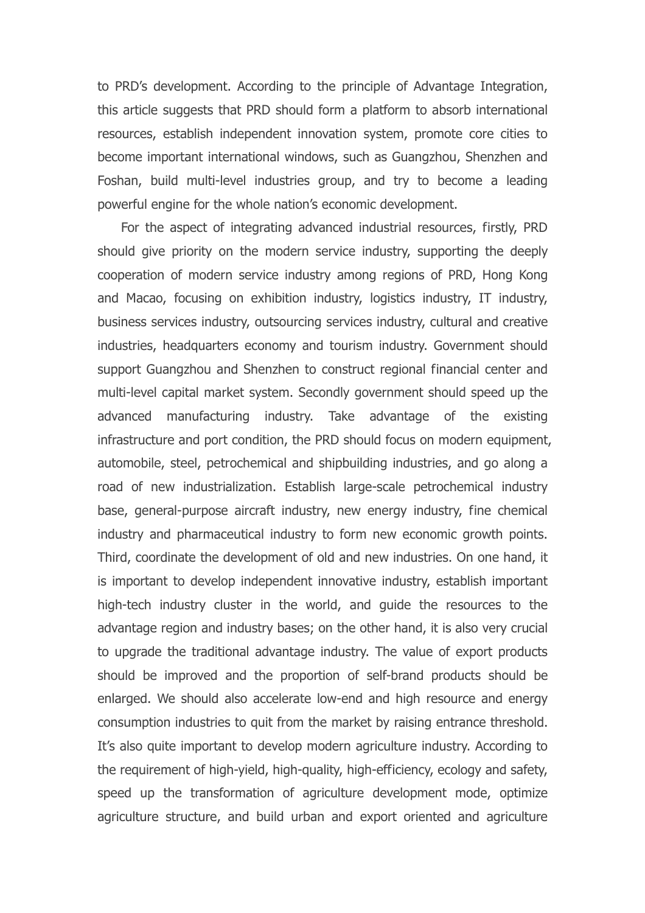to PRD's development. According to the principle of Advantage Integration, this article suggests that PRD should form a platform to absorb international resources, establish independent innovation system, promote core cities to become important international windows, such as Guangzhou, Shenzhen and Foshan, build multi-level industries group, and try to become a leading powerful engine for the whole nation's economic development.

For the aspect of integrating advanced industrial resources, firstly, PRD should give priority on the modern service industry, supporting the deeply cooperation of modern service industry among regions of PRD, Hong Kong and Macao, focusing on exhibition industry, logistics industry, IT industry, business services industry, outsourcing services industry, cultural and creative industries, headquarters economy and tourism industry. Government should support Guangzhou and Shenzhen to construct regional financial center and multi-level capital market system. Secondly government should speed up the advanced manufacturing industry. Take advantage of the existing infrastructure and port condition, the PRD should focus on modern equipment, automobile, steel, petrochemical and shipbuilding industries, and go along a road of new industrialization. Establish large-scale petrochemical industry base, general-purpose aircraft industry, new energy industry, fine chemical industry and pharmaceutical industry to form new economic growth points. Third, coordinate the development of old and new industries. On one hand, it is important to develop independent innovative industry, establish important high-tech industry cluster in the world, and guide the resources to the advantage region and industry bases; on the other hand, it is also very crucial to upgrade the traditional advantage industry. The value of export products should be improved and the proportion of self-brand products should be enlarged. We should also accelerate low-end and high resource and energy consumption industries to quit from the market by raising entrance threshold. It's also quite important to develop modern agriculture industry. According to the requirement of high-yield, high-quality, high-efficiency, ecology and safety, speed up the transformation of agriculture development mode, optimize agriculture structure, and build urban and export oriented and agriculture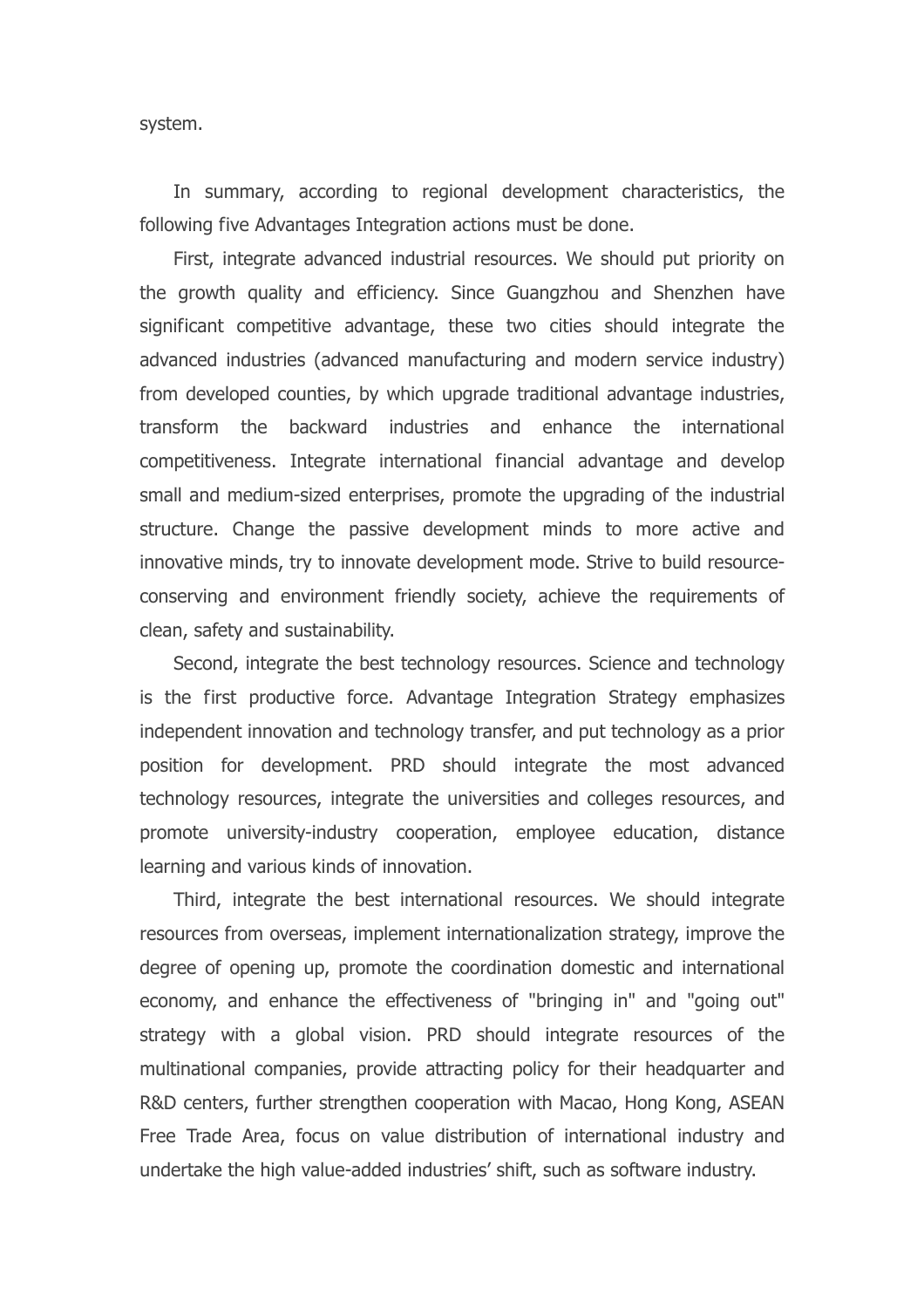system.

In summary, according to regional development characteristics, the following five Advantages Integration actions must be done.

First, integrate advanced industrial resources. We should put priority on the growth quality and efficiency. Since Guangzhou and Shenzhen have significant competitive advantage, these two cities should integrate the advanced industries (advanced manufacturing and modern service industry) from developed counties, by which upgrade traditional advantage industries, transform the backward industries and enhance the international competitiveness. Integrate international financial advantage and develop small and medium-sized enterprises, promote the upgrading of the industrial structure. Change the passive development minds to more active and innovative minds, try to innovate development mode. Strive to build resource-conserving and environment friendly society, achieve the requirements of clean, safety and sustainability.

Second, integrate the best technology resources. Science and technology is the first productive force. Advantage Integration Strategy emphasizes independent innovation and technology transfer, and put technology as a prior position for development. PRD should integrate the most advanced technology resources, integrate the universities and colleges resources, and promote university-industry cooperation, employee education, distance learning and various kinds of innovation.

Third, integrate the best international resources. We should integrate resources from overseas, implement internationalization strategy, improve the degree of opening up, promote the coordination domestic and international economy, and enhance the effectiveness of "bringing in" and "going out" strategy with a global vision. PRD should integrate resources of the multinational companies, provide attracting policy for their headquarter and R&D centers, further strengthen cooperation with Macao, Hong Kong, ASEAN Free Trade Area, focus on value distribution of international industry and undertake the high value-added industries' shift, such as software industry.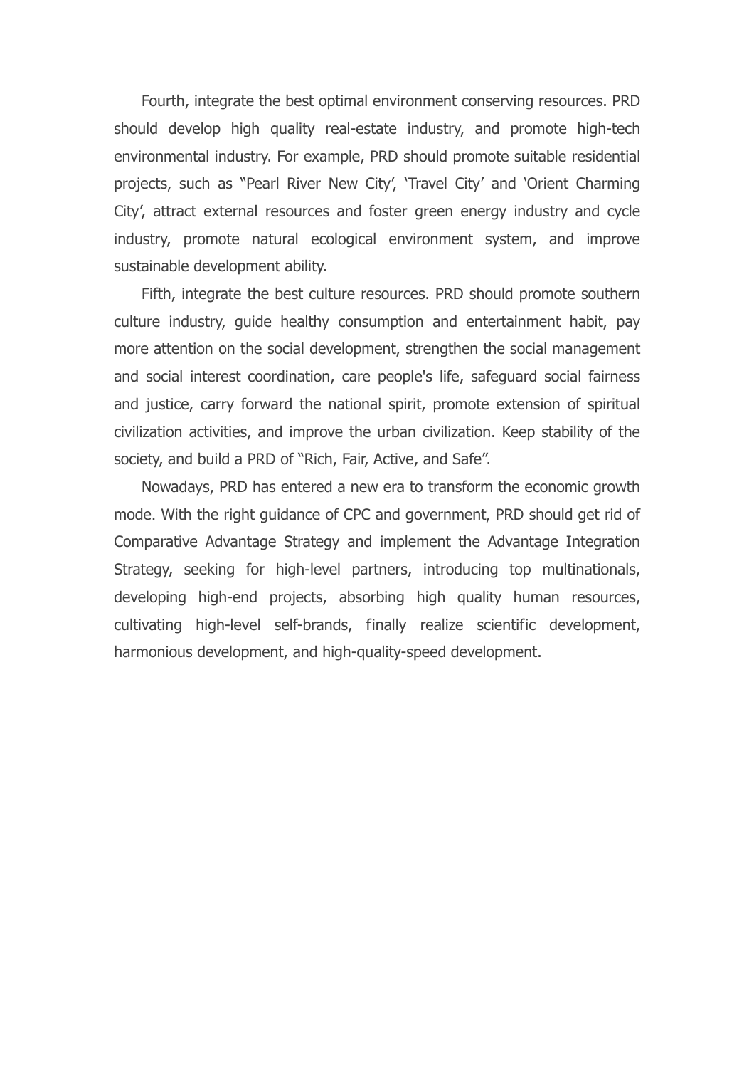Fourth, integrate the best optimal environment conserving resources. PRD should develop high quality real-estate industry, and promote high-tech environmental industry. For example, PRD should promote suitable residential projects, such as "Pearl River New City', 'Travel City' and 'Orient Charming City', attract external resources and foster green energy industry and cycle industry, promote natural ecological environment system, and improve sustainable development ability.

Fifth, integrate the best culture resources. PRD should promote southern culture industry, guide healthy consumption and entertainment habit, pay more attention on the social development, strengthen the social management and social interest coordination, care people's life, safeguard social fairness and justice, carry forward the national spirit, promote extension of spiritual civilization activities, and improve the urban civilization. Keep stability of the society, and build a PRD of "Rich, Fair, Active, and Safe".

Nowadays, PRD has entered a new era to transform the economic growth mode. With the right guidance of CPC and government, PRD should get rid of Comparative Advantage Strategy and implement the Advantage Integration Strategy, seeking for high-level partners, introducing top multinationals, developing high-end projects, absorbing high quality human resources, cultivating high-level self-brands, finally realize scientific development, harmonious development, and high-quality-speed development.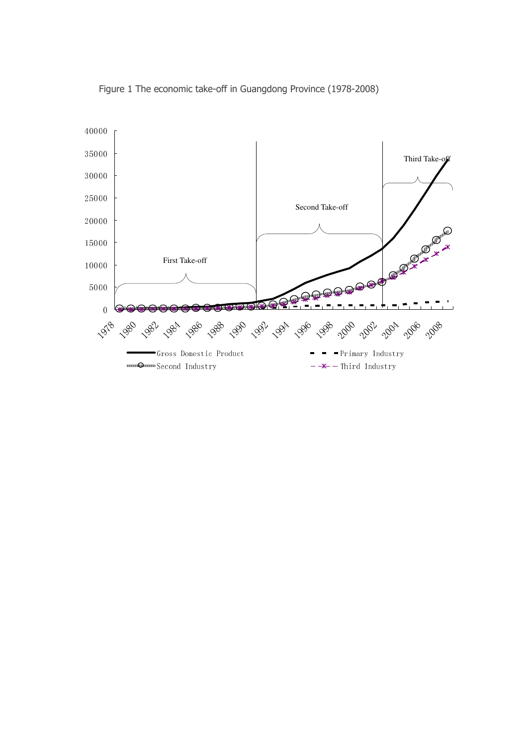Figure 1 The economic take-off in Guangdong Province (1978-2008)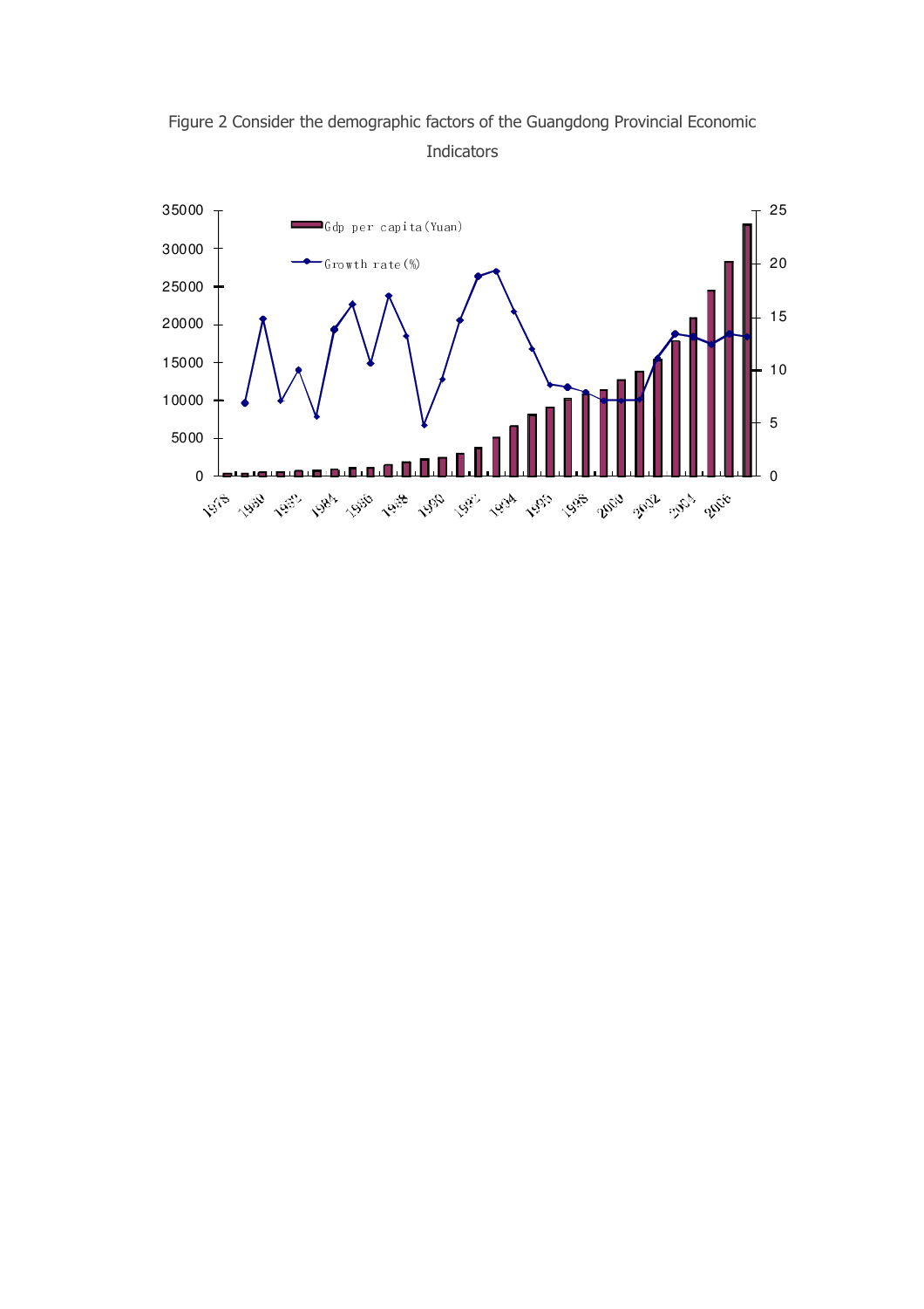Figure 2 Consider the demographic factors of the Guangdong Provincial Economic Indicators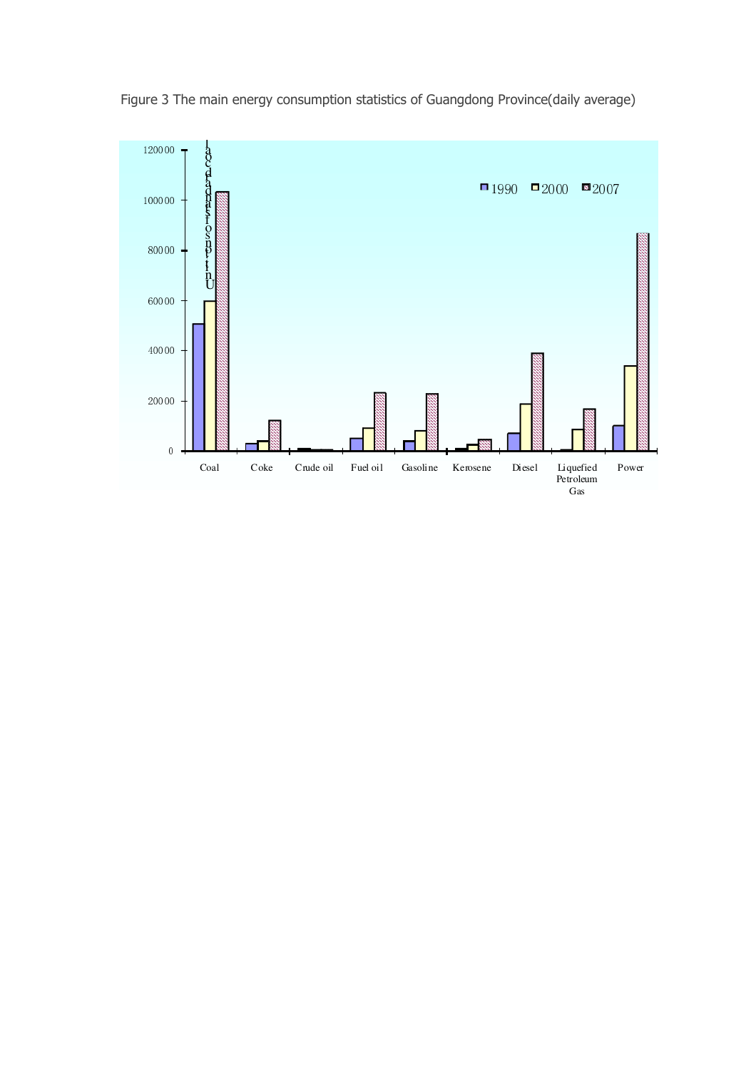Figure 3 The main energy consumption statistics of Guangdong Province(daily average)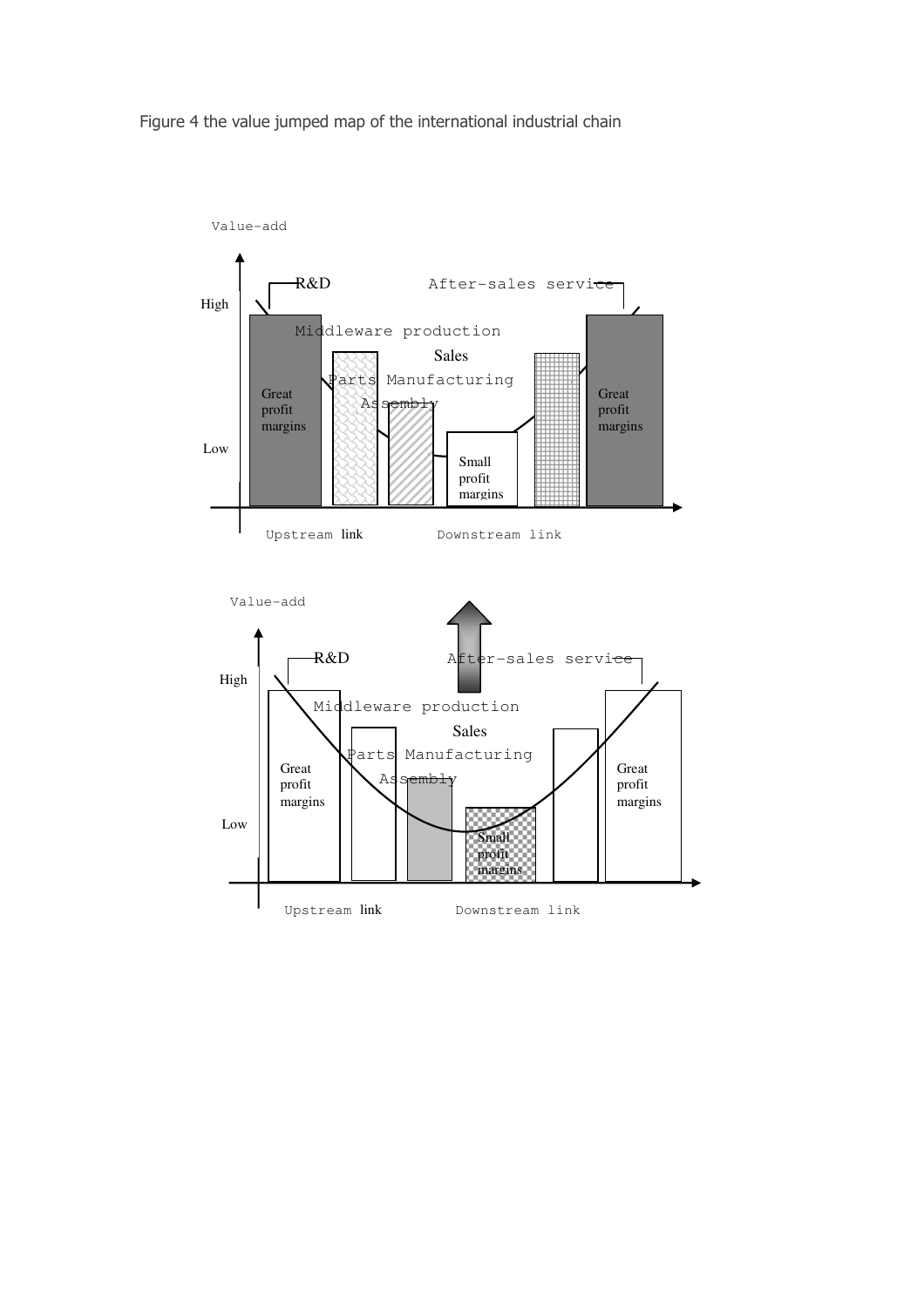Figure 4 the value jumped map of the international industrial chain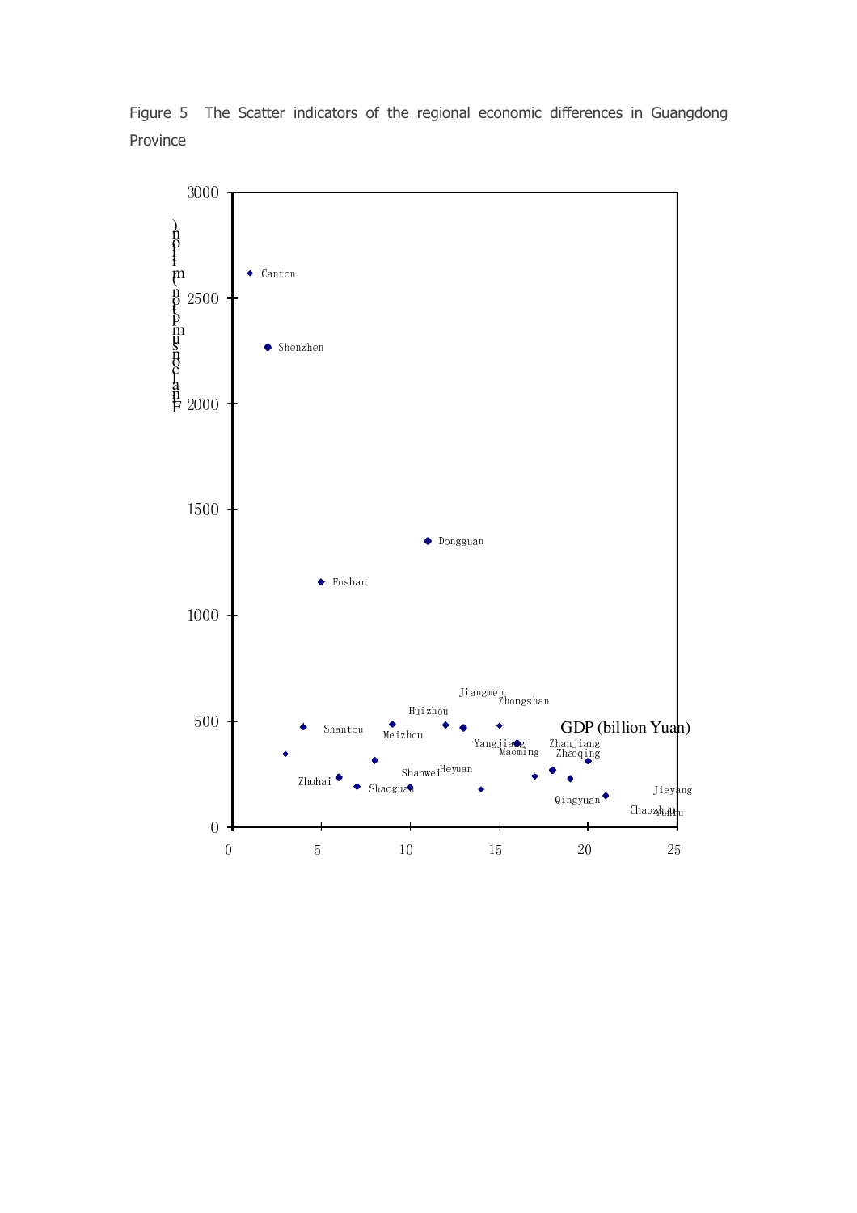Figure 5 The Scatter indicators of the regional economic differences in Guangdong Province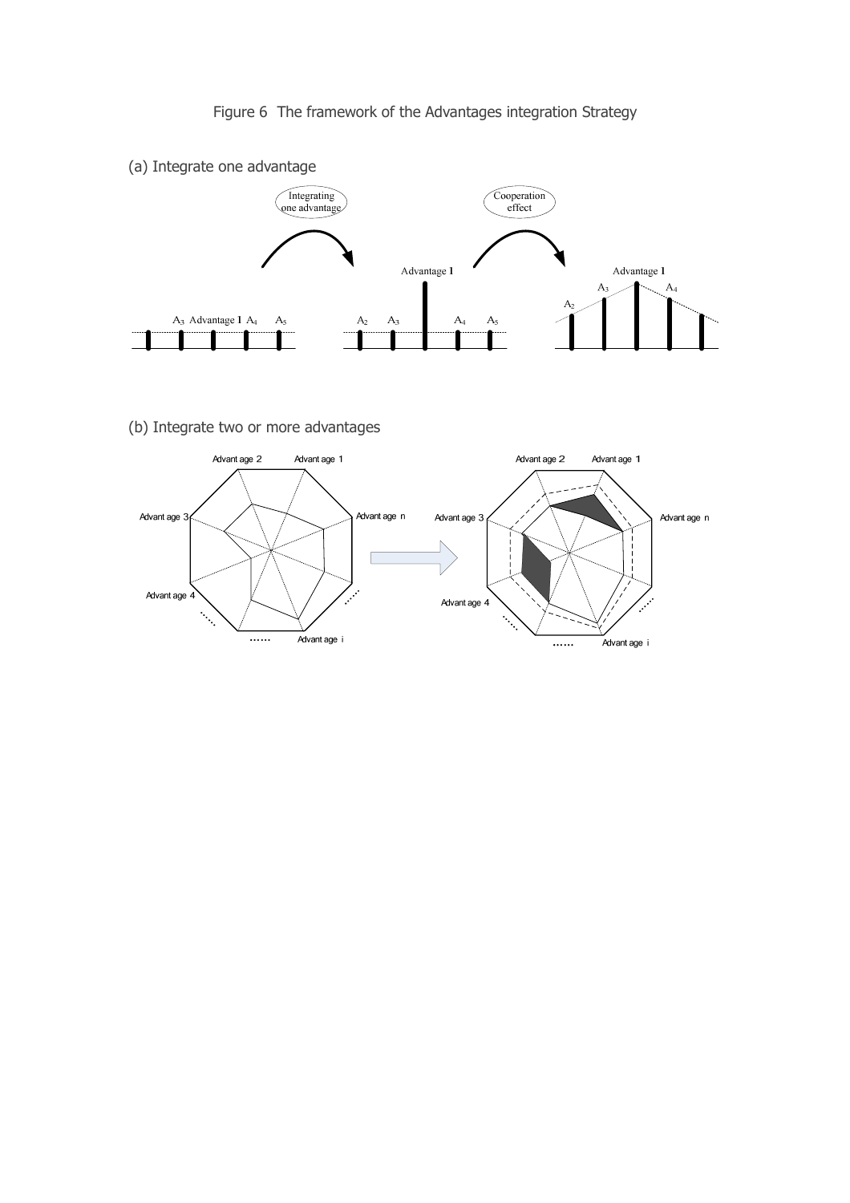Figure 6 The framework of the Advantages integration Strategy

(a) Integrate one advantage

(b) Integrate two or more advantages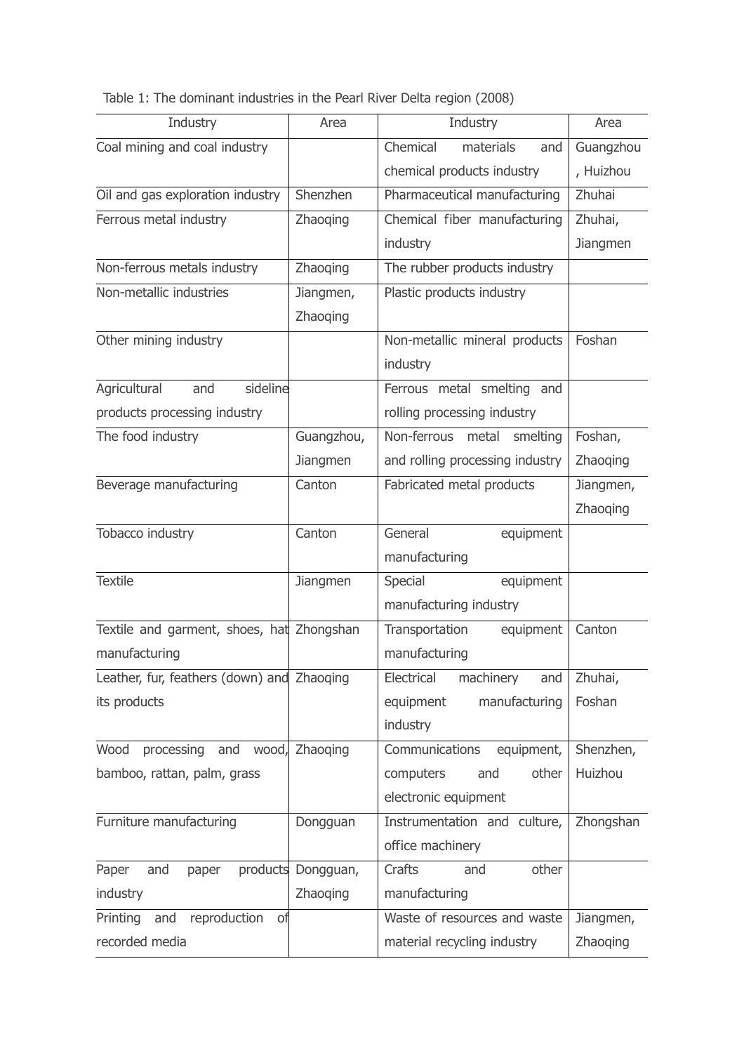Table 1: The dominant industries in the Pearl River Delta region (2008)

| Industry | Area | Industry | Area |
|---|---|---|---|
| Coal mining and coal industry | | Chemical materials and chemical products industry | Guangzhou, Huizhou |
| Oil and gas exploration industry | Shenzhen | Pharmaceutical manufacturing | Zhuhai |
| Ferrous metal industry | Zhaoqing | Chemical fiber manufacturing industry | Zhuhai, Jiangmen |
| Non-ferrous metals industry | Zhaoqing | The rubber products industry | |
| Non-metallic industries | Jiangmen, Zhaoqing | Plastic products industry | |
| Other mining industry | | Non-metallic mineral products industry | Foshan |
| Agricultural and sideline products processing industry | | Ferrous metal smelting and rolling processing industry | |
| The food industry | Guangzhou, Jiangmen | Non-ferrous metal smelting and rolling processing industry | Foshan, Zhaoqing |
| Beverage manufacturing | Canton | Fabricated metal products | Jiangmen, Zhaoqing |
| Tobacco industry | Canton | General equipment manufacturing | |
| Textile | Jiangmen | Special equipment manufacturing industry | |
| Textile and garment, shoes, hat manufacturing | Zhongshan | Transportation equipment manufacturing | Canton |
| Leather, fur, feathers (down) and its products | Zhaoqing | Electrical machinery and equipment manufacturing industry | Zhuhai, Foshan |
| Wood processing and wood, bamboo, rattan, palm, grass | Zhaoqing | Communications equipment, computers and other electronic equipment | Shenzhen, Huizhou |
| Furniture manufacturing | Dongguan | Instrumentation and culture, office machinery | Zhongshan |
| Paper and paper products industry | Dongguan, Zhaoqing | Crafts and other manufacturing | |
| Printing and reproduction of recorded media | | Waste of resources and waste material recycling industry | Jiangmen, Zhaoqing |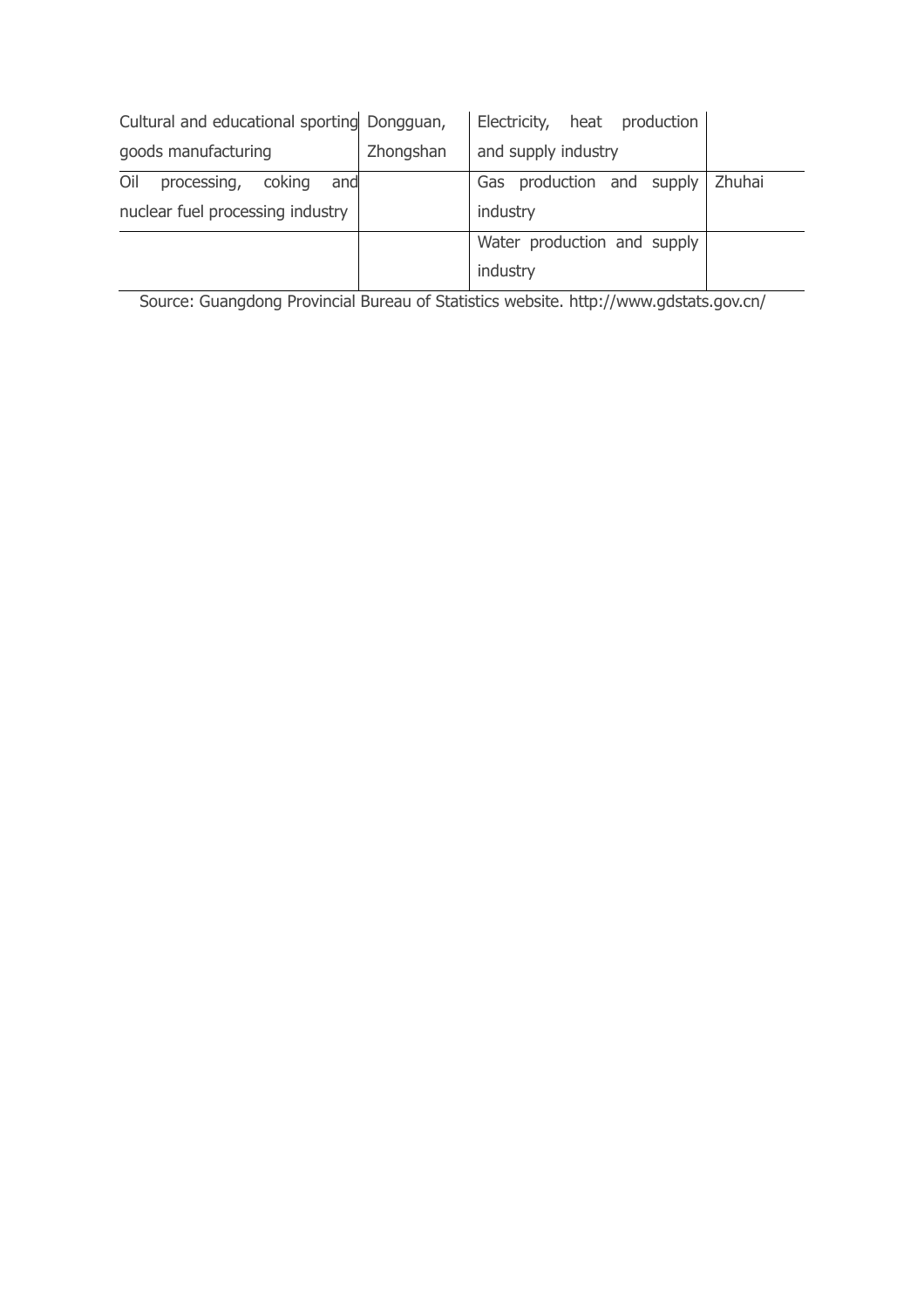| | | | |
|---|---|---|---|
| Cultural and educational sporting goods manufacturing | Dongguan, Zhongshan | Electricity, heat production and supply industry | |
| Oil processing, coking and nuclear fuel processing industry | | Gas production and supply industry | Zhuhai |
| | | Water production and supply industry | |

Source: Guangdong Provincial Bureau of Statistics website. http://www.gdstats.gov.cn/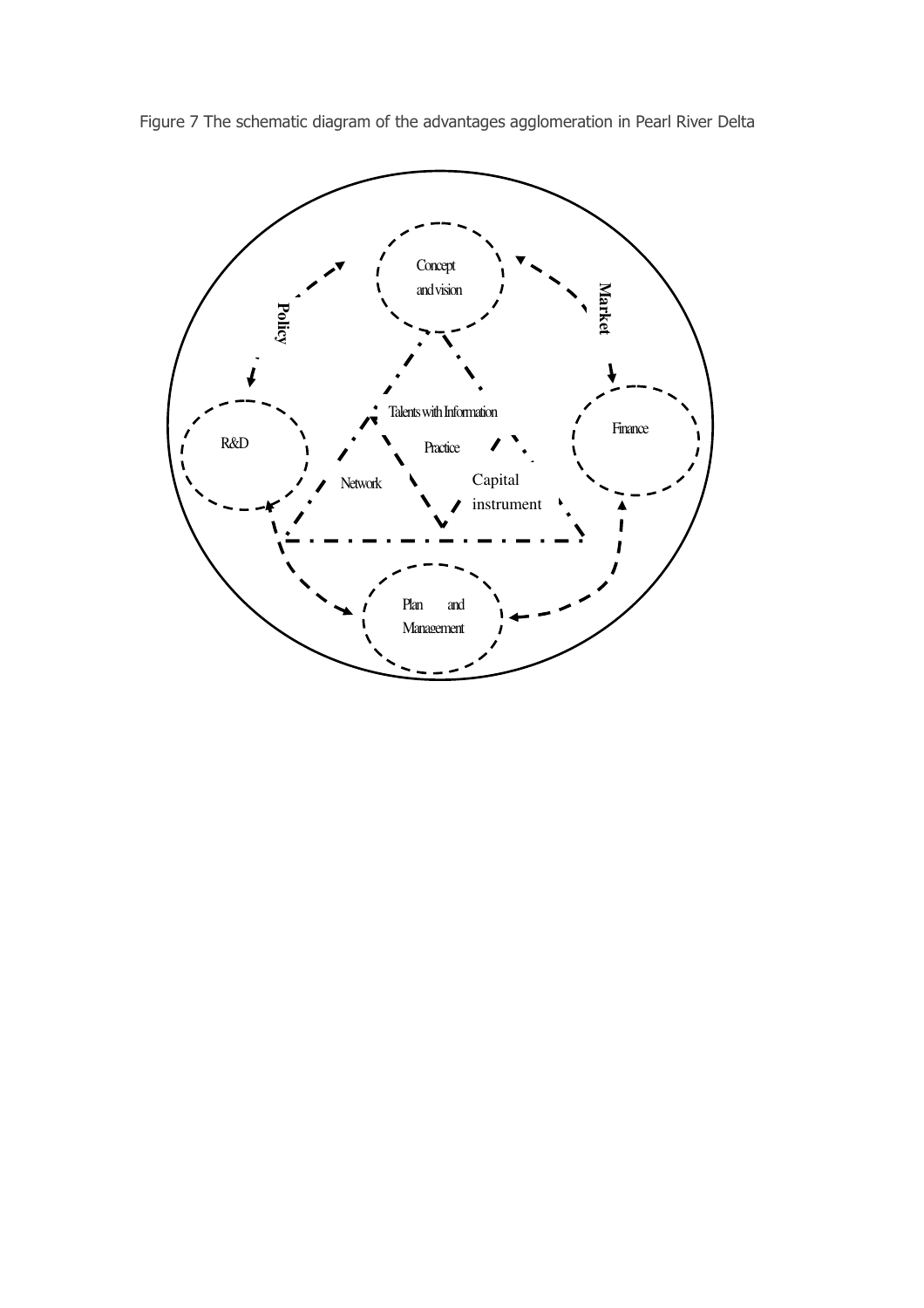Figure 7 The schematic diagram of the advantages agglomeration in Pearl River Delta

Concept and vision

Policy

Market

R&D

Finance

Talents with Information

Practice

Network

Capital instrument

Plan and Management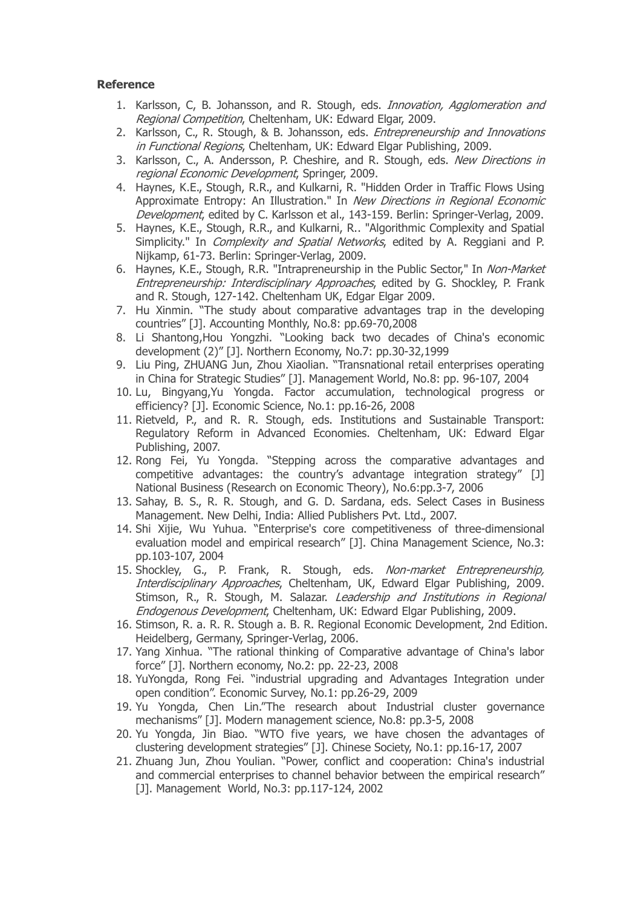**Reference**

1. Karlsson, C, B. Johansson, and R. Stough, eds. *Innovation, Agglomeration and Regional Competition*, Cheltenham, UK: Edward Elgar, 2009.
2. Karlsson, C., R. Stough, & B. Johansson, eds. *Entrepreneurship and Innovations in Functional Regions*, Cheltenham, UK: Edward Elgar Publishing, 2009.
3. Karlsson, C., A. Andersson, P. Cheshire, and R. Stough, eds. *New Directions in regional Economic Development*, Springer, 2009.
4. Haynes, K.E., Stough, R.R., and Kulkarni, R. "Hidden Order in Traffic Flows Using Approximate Entropy: An Illustration." In *New Directions in Regional Economic Development*, edited by C. Karlsson et al., 143-159. Berlin: Springer-Verlag, 2009.
5. Haynes, K.E., Stough, R.R., and Kulkarni, R.. "Algorithmic Complexity and Spatial Simplicity." In *Complexity and Spatial Networks*, edited by A. Reggiani and P. Nijkamp, 61-73. Berlin: Springer-Verlag, 2009.
6. Haynes, K.E., Stough, R.R. "Intrapreneurship in the Public Sector," In *Non-Market Entrepreneurship: Interdisciplinary Approaches*, edited by G. Shockley, P. Frank and R. Stough, 127-142. Cheltenham UK, Edgar Elgar 2009.
7. Hu Xinmin. "The study about comparative advantages trap in the developing countries" [J]. Accounting Monthly, No.8: pp.69-70,2008
8. Li Shantong,Hou Yongzhi. "Looking back two decades of China's economic development (2)" [J]. Northern Economy, No.7: pp.30-32,1999
9. Liu Ping, ZHUANG Jun, Zhou Xiaolian. "Transnational retail enterprises operating in China for Strategic Studies" [J]. Management World, No.8: pp. 96-107, 2004
10. Lu, Bingyang,Yu Yongda. Factor accumulation, technological progress or efficiency? [J]. Economic Science, No.1: pp.16-26, 2008
11. Rietveld, P., and R. R. Stough, eds. Institutions and Sustainable Transport: Regulatory Reform in Advanced Economies. Cheltenham, UK: Edward Elgar Publishing, 2007.
12. Rong Fei, Yu Yongda. "Stepping across the comparative advantages and competitive advantages: the country's advantage integration strategy" [J] National Business (Research on Economic Theory), No.6:pp.3-7, 2006
13. Sahay, B. S., R. R. Stough, and G. D. Sardana, eds. Select Cases in Business Management. New Delhi, India: Allied Publishers Pvt. Ltd., 2007.
14. Shi Xijie, Wu Yuhua. "Enterprise's core competitiveness of three-dimensional evaluation model and empirical research" [J]. China Management Science, No.3: pp.103-107, 2004
15. Shockley, G., P. Frank, R. Stough, eds. *Non-market Entrepreneurship, Interdisciplinary Approaches*, Cheltenham, UK, Edward Elgar Publishing, 2009. Stimson, R., R. Stough, M. Salazar. *Leadership and Institutions in Regional Endogenous Development*, Cheltenham, UK: Edward Elgar Publishing, 2009.
16. Stimson, R. a. R. R. Stough a. B. R. Regional Economic Development, 2nd Edition. Heidelberg, Germany, Springer-Verlag, 2006.
17. Yang Xinhua. "The rational thinking of Comparative advantage of China's labor force" [J]. Northern economy, No.2: pp. 22-23, 2008
18. YuYongda, Rong Fei. "industrial upgrading and Advantages Integration under open condition". Economic Survey, No.1: pp.26-29, 2009
19. Yu Yongda, Chen Lin."The research about Industrial cluster governance mechanisms" [J]. Modern management science, No.8: pp.3-5, 2008
20. Yu Yongda, Jin Biao. "WTO five years, we have chosen the advantages of clustering development strategies" [J]. Chinese Society, No.1: pp.16-17, 2007
21. Zhuang Jun, Zhou Youlian. "Power, conflict and cooperation: China's industrial and commercial enterprises to channel behavior between the empirical research" [J]. Management World, No.3: pp.117-124, 2002